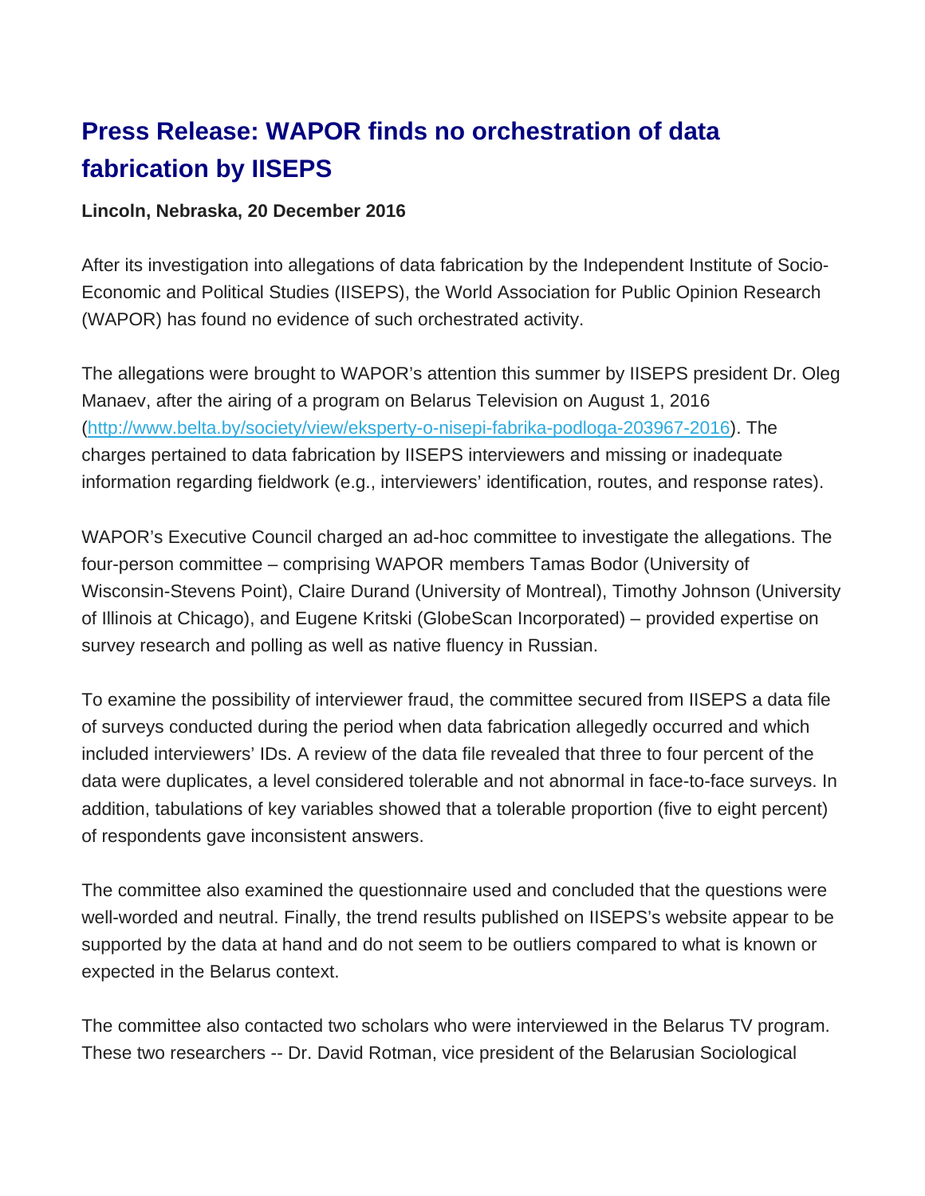# Press Release: WAPOR finds no orchestration of data fabrication by IISEPS

**Lincoln, Nebraska, 20 December 2016**

After its investigation into allegations of data fabrication by the Independent Institute of Socio-Economic and Political Studies (IISEPS), the World Association for Public Opinion Research (WAPOR) has found no evidence of such orchestrated activity.

The allegations were brought to WAPOR's attention this summer by IISEPS president Dr. Oleg Manaev, after the airing of a program on Belarus Television on August 1, 2016 ([http://www.belta.by/society/view/eksperty-o-nisepi-fabrika-podloga-203967-2016](http://www.belta.by/society/view/eksperty-o-nisepi-fabrika-podloga-203967-2016)). The charges pertained to data fabrication by IISEPS interviewers and missing or inadequate information regarding fieldwork (e.g., interviewers' identification, routes, and response rates).

WAPOR's Executive Council charged an ad-hoc committee to investigate the allegations. The four-person committee – comprising WAPOR members Tamas Bodor (University of Wisconsin-Stevens Point), Claire Durand (University of Montreal), Timothy Johnson (University of Illinois at Chicago), and Eugene Kritski (GlobeScan Incorporated) – provided expertise on survey research and polling as well as native fluency in Russian.

To examine the possibility of interviewer fraud, the committee secured from IISEPS a data file of surveys conducted during the period when data fabrication allegedly occurred and which included interviewers' IDs. A review of the data file revealed that three to four percent of the data were duplicates, a level considered tolerable and not abnormal in face-to-face surveys. In addition, tabulations of key variables showed that a tolerable proportion (five to eight percent) of respondents gave inconsistent answers.

The committee also examined the questionnaire used and concluded that the questions were well-worded and neutral. Finally, the trend results published on IISEPS's website appear to be supported by the data at hand and do not seem to be outliers compared to what is known or expected in the Belarus context.

The committee also contacted two scholars who were interviewed in the Belarus TV program. These two researchers -- Dr. David Rotman, vice president of the Belarusian Sociological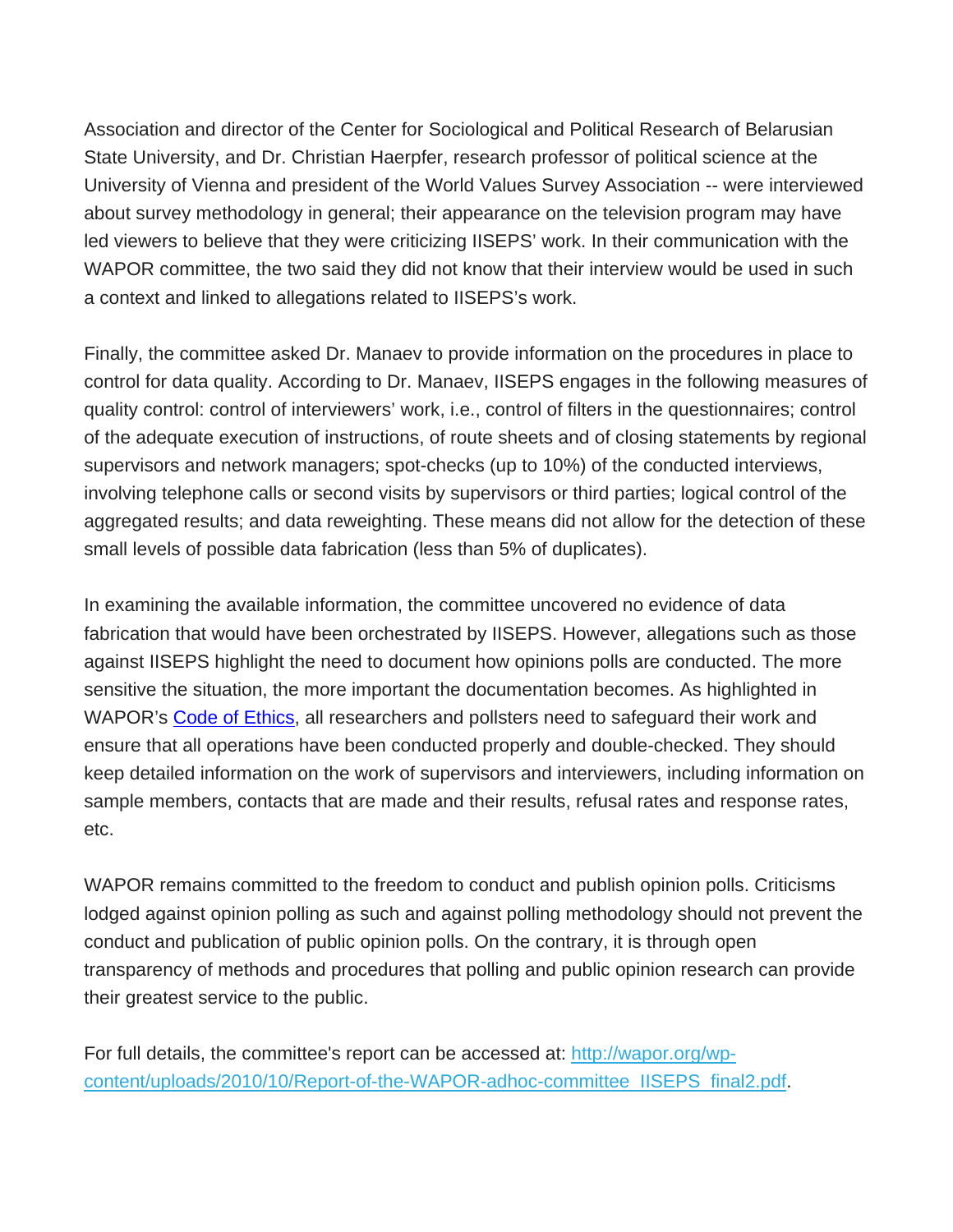Association and director of the Center for Sociological and Political Research of Belarusian State University, and Dr. Christian Haerpfer, research professor of political science at the University of Vienna and president of the World Values Survey Association -- were interviewed about survey methodology in general; their appearance on the television program may have led viewers to believe that they were criticizing IISEPS' work. In their communication with the WAPOR committee, the two said they did not know that their interview would be used in such a context and linked to allegations related to IISEPS's work.

Finally, the committee asked Dr. Manaev to provide information on the procedures in place to control for data quality. According to Dr. Manaev, IISEPS engages in the following measures of quality control: control of interviewers' work, i.e., control of filters in the questionnaires; control of the adequate execution of instructions, of route sheets and of closing statements by regional supervisors and network managers; spot-checks (up to 10%) of the conducted interviews, involving telephone calls or second visits by supervisors or third parties; logical control of the aggregated results; and data reweighting. These means did not allow for the detection of these small levels of possible data fabrication (less than 5% of duplicates).

In examining the available information, the committee uncovered no evidence of data fabrication that would have been orchestrated by IISEPS. However, allegations such as those against IISEPS highlight the need to document how opinions polls are conducted. The more sensitive the situation, the more important the documentation becomes. As highlighted in WAPOR's [Code of Ethics](), all researchers and pollsters need to safeguard their work and ensure that all operations have been conducted properly and double-checked. They should keep detailed information on the work of supervisors and interviewers, including information on sample members, contacts that are made and their results, refusal rates and response rates, etc.

WAPOR remains committed to the freedom to conduct and publish opinion polls. Criticisms lodged against opinion polling as such and against polling methodology should not prevent the conduct and publication of public opinion polls. On the contrary, it is through open transparency of methods and procedures that polling and public opinion research can provide their greatest service to the public.

For full details, the committee's report can be accessed at: [http://wapor.org/wp-content/uploads/2010/10/Report-of-the-WAPOR-adhoc-committee_IISEPS_final2.pdf](http://wapor.org/wp-content/uploads/2010/10/Report-of-the-WAPOR-adhoc-committee_IISEPS_final2.pdf).